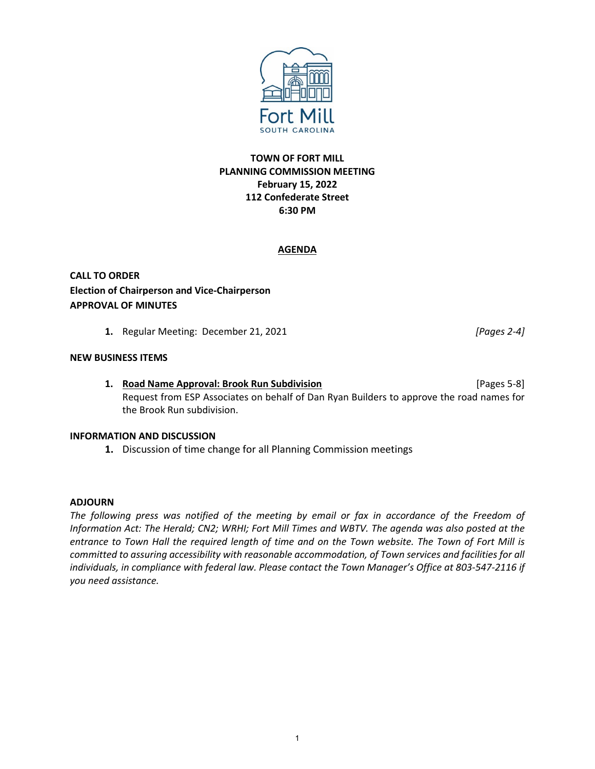Fort Mill
SOUTH CAROLINA

**TOWN OF FORT MILL**
**PLANNING COMMISSION MEETING**
**February 15, 2022**
**112 Confederate Street**
**6:30 PM**

## AGENDA

**CALL TO ORDER**
**Election of Chairperson and Vice-Chairperson**
**APPROVAL OF MINUTES**

1. Regular Meeting: December 21, 2021 *[Pages 2-4]*

**NEW BUSINESS ITEMS**

1. **Road Name Approval: Brook Run Subdivision** [Pages 5-8]
   Request from ESP Associates on behalf of Dan Ryan Builders to approve the road names for the Brook Run subdivision.

**INFORMATION AND DISCUSSION**

1. Discussion of time change for all Planning Commission meetings

**ADJOURN**

*The following press was notified of the meeting by email or fax in accordance of the Freedom of Information Act: The Herald; CN2; WRHI; Fort Mill Times and WBTV. The agenda was also posted at the entrance to Town Hall the required length of time and on the Town website. The Town of Fort Mill is committed to assuring accessibility with reasonable accommodation, of Town services and facilities for all individuals, in compliance with federal law. Please contact the Town Manager's Office at 803-547-2116 if you need assistance.*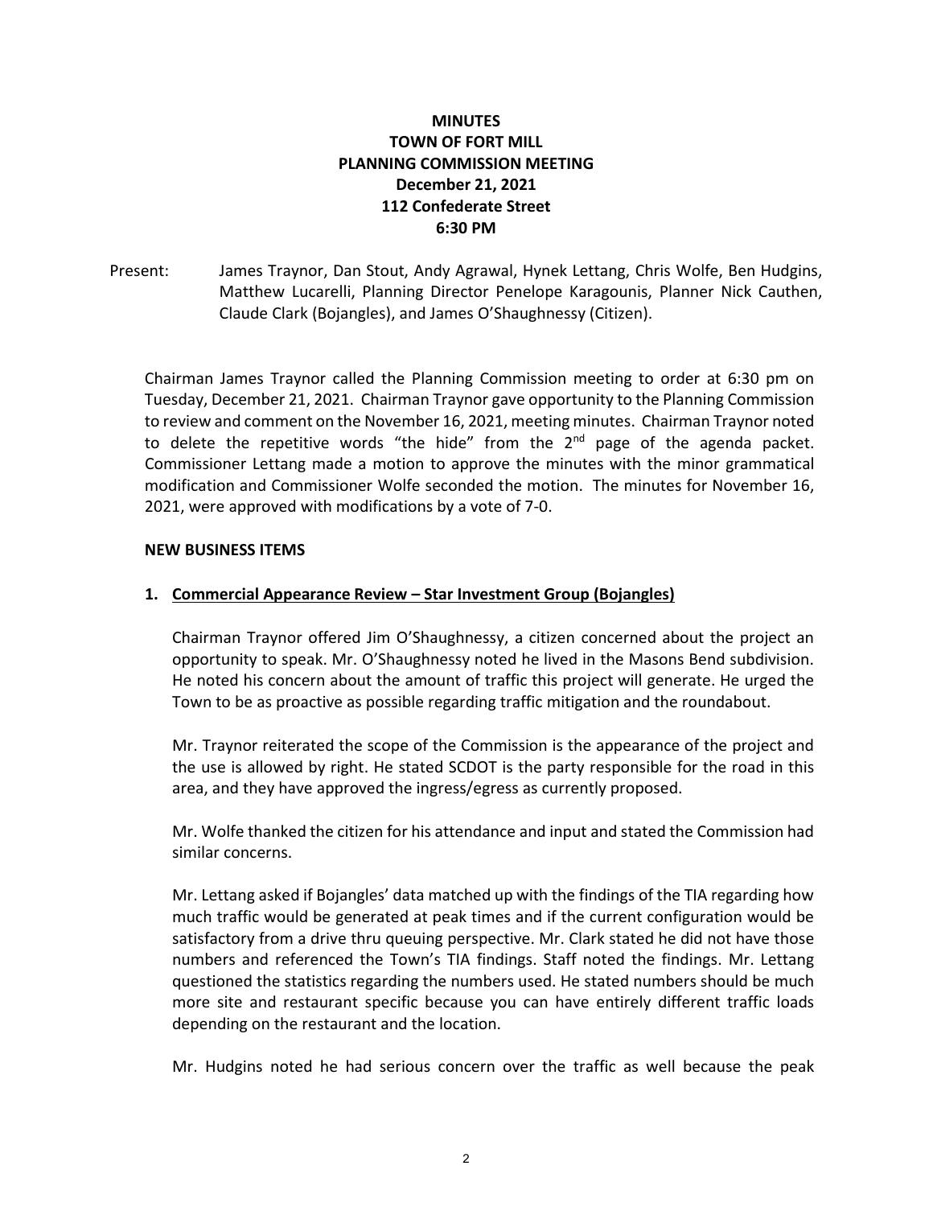**MINUTES**
**TOWN OF FORT MILL**
**PLANNING COMMISSION MEETING**
**December 21, 2021**
**112 Confederate Street**
**6:30 PM**

Present: James Traynor, Dan Stout, Andy Agrawal, Hynek Lettang, Chris Wolfe, Ben Hudgins, Matthew Lucarelli, Planning Director Penelope Karagounis, Planner Nick Cauthen, Claude Clark (Bojangles), and James O'Shaughnessy (Citizen).

Chairman James Traynor called the Planning Commission meeting to order at 6:30 pm on Tuesday, December 21, 2021. Chairman Traynor gave opportunity to the Planning Commission to review and comment on the November 16, 2021, meeting minutes. Chairman Traynor noted to delete the repetitive words "the hide" from the 2nd page of the agenda packet. Commissioner Lettang made a motion to approve the minutes with the minor grammatical modification and Commissioner Wolfe seconded the motion. The minutes for November 16, 2021, were approved with modifications by a vote of 7-0.

**NEW BUSINESS ITEMS**

1. **Commercial Appearance Review – Star Investment Group (Bojangles)**

Chairman Traynor offered Jim O'Shaughnessy, a citizen concerned about the project an opportunity to speak. Mr. O'Shaughnessy noted he lived in the Masons Bend subdivision. He noted his concern about the amount of traffic this project will generate. He urged the Town to be as proactive as possible regarding traffic mitigation and the roundabout.

Mr. Traynor reiterated the scope of the Commission is the appearance of the project and the use is allowed by right. He stated SCDOT is the party responsible for the road in this area, and they have approved the ingress/egress as currently proposed.

Mr. Wolfe thanked the citizen for his attendance and input and stated the Commission had similar concerns.

Mr. Lettang asked if Bojangles' data matched up with the findings of the TIA regarding how much traffic would be generated at peak times and if the current configuration would be satisfactory from a drive thru queuing perspective. Mr. Clark stated he did not have those numbers and referenced the Town's TIA findings. Staff noted the findings. Mr. Lettang questioned the statistics regarding the numbers used. He stated numbers should be much more site and restaurant specific because you can have entirely different traffic loads depending on the restaurant and the location.

Mr. Hudgins noted he had serious concern over the traffic as well because the peak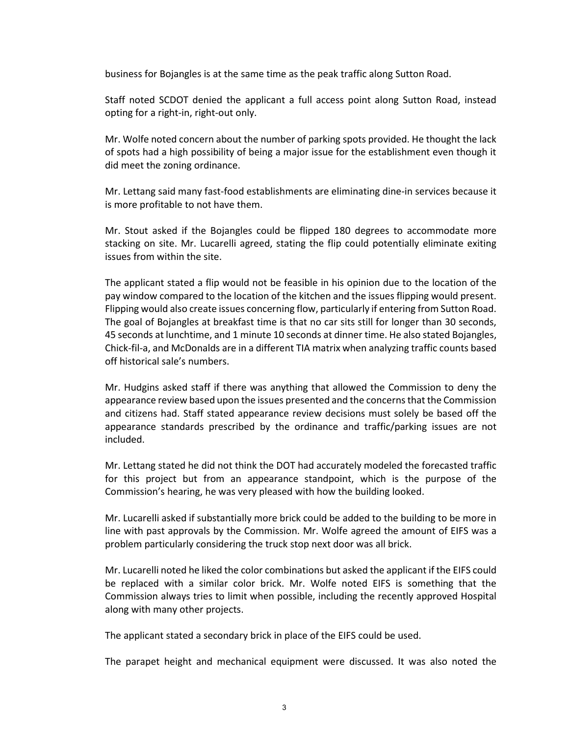business for Bojangles is at the same time as the peak traffic along Sutton Road.

Staff noted SCDOT denied the applicant a full access point along Sutton Road, instead opting for a right-in, right-out only.

Mr. Wolfe noted concern about the number of parking spots provided. He thought the lack of spots had a high possibility of being a major issue for the establishment even though it did meet the zoning ordinance.

Mr. Lettang said many fast-food establishments are eliminating dine-in services because it is more profitable to not have them.

Mr. Stout asked if the Bojangles could be flipped 180 degrees to accommodate more stacking on site. Mr. Lucarelli agreed, stating the flip could potentially eliminate exiting issues from within the site.

The applicant stated a flip would not be feasible in his opinion due to the location of the pay window compared to the location of the kitchen and the issues flipping would present. Flipping would also create issues concerning flow, particularly if entering from Sutton Road. The goal of Bojangles at breakfast time is that no car sits still for longer than 30 seconds, 45 seconds at lunchtime, and 1 minute 10 seconds at dinner time. He also stated Bojangles, Chick-fil-a, and McDonalds are in a different TIA matrix when analyzing traffic counts based off historical sale's numbers.

Mr. Hudgins asked staff if there was anything that allowed the Commission to deny the appearance review based upon the issues presented and the concerns that the Commission and citizens had. Staff stated appearance review decisions must solely be based off the appearance standards prescribed by the ordinance and traffic/parking issues are not included.

Mr. Lettang stated he did not think the DOT had accurately modeled the forecasted traffic for this project but from an appearance standpoint, which is the purpose of the Commission's hearing, he was very pleased with how the building looked.

Mr. Lucarelli asked if substantially more brick could be added to the building to be more in line with past approvals by the Commission. Mr. Wolfe agreed the amount of EIFS was a problem particularly considering the truck stop next door was all brick.

Mr. Lucarelli noted he liked the color combinations but asked the applicant if the EIFS could be replaced with a similar color brick. Mr. Wolfe noted EIFS is something that the Commission always tries to limit when possible, including the recently approved Hospital along with many other projects.

The applicant stated a secondary brick in place of the EIFS could be used.

The parapet height and mechanical equipment were discussed. It was also noted the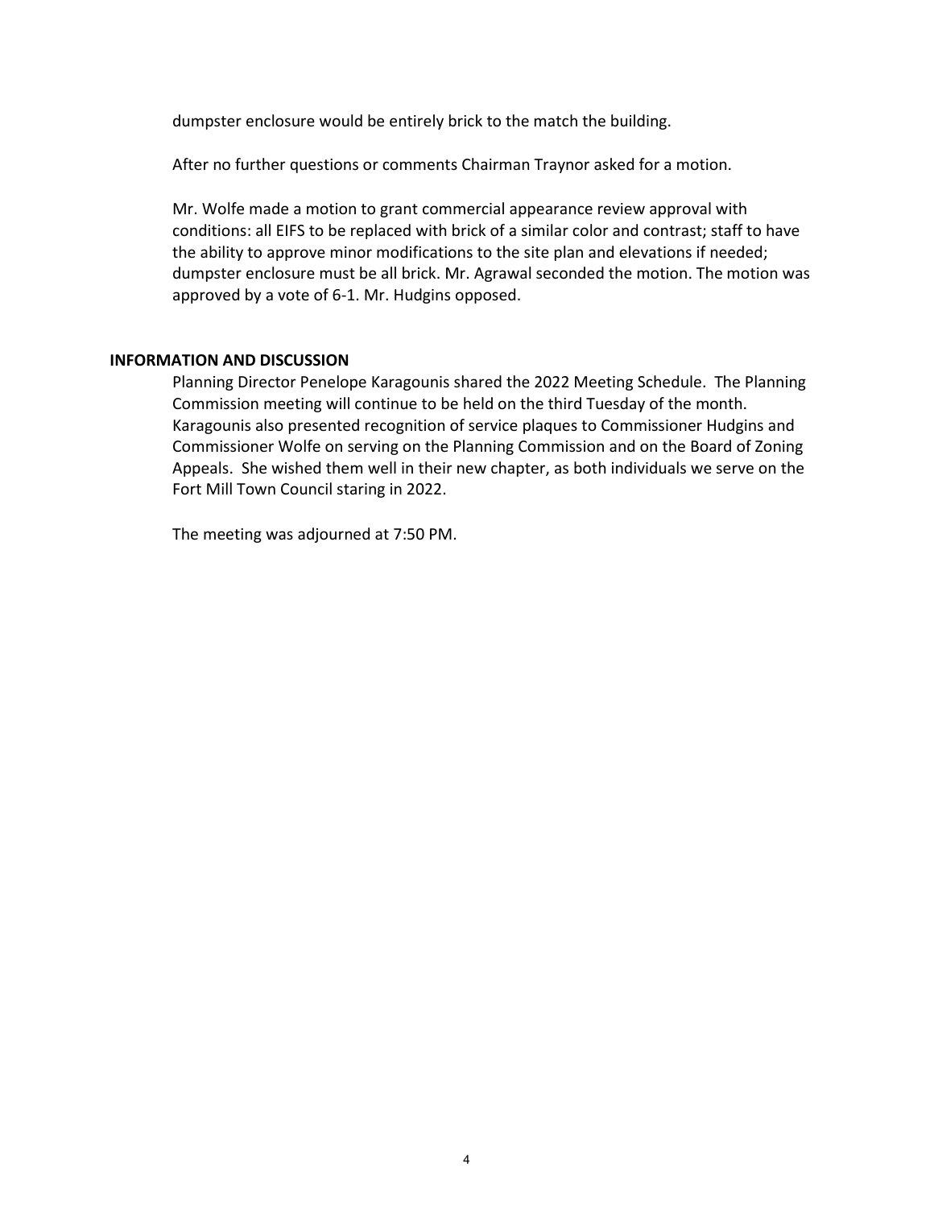dumpster enclosure would be entirely brick to the match the building.

After no further questions or comments Chairman Traynor asked for a motion.

Mr. Wolfe made a motion to grant commercial appearance review approval with conditions: all EIFS to be replaced with brick of a similar color and contrast; staff to have the ability to approve minor modifications to the site plan and elevations if needed; dumpster enclosure must be all brick. Mr. Agrawal seconded the motion. The motion was approved by a vote of 6-1. Mr. Hudgins opposed.

## INFORMATION AND DISCUSSION

Planning Director Penelope Karagounis shared the 2022 Meeting Schedule. The Planning Commission meeting will continue to be held on the third Tuesday of the month. Karagounis also presented recognition of service plaques to Commissioner Hudgins and Commissioner Wolfe on serving on the Planning Commission and on the Board of Zoning Appeals. She wished them well in their new chapter, as both individuals we serve on the Fort Mill Town Council staring in 2022.

The meeting was adjourned at 7:50 PM.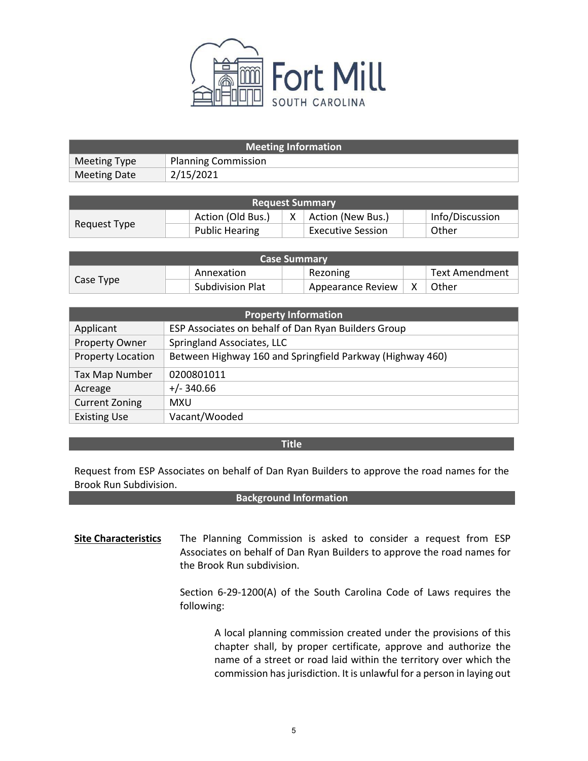Fort Mill
SOUTH CAROLINA

| Meeting Information | |
|---|---|
| Meeting Type | Planning Commission |
| Meeting Date | 2/15/2021 |

| Request Summary | | | | | | |
|---|---|---|---|---|---|---|
| Request Type | | Action (Old Bus.) | X | Action (New Bus.) | | Info/Discussion |
| | | Public Hearing | | Executive Session | | Other |

| Case Summary | | | | | | |
|---|---|---|---|---|---|---|
| Case Type | | Annexation | | Rezoning | | Text Amendment |
| | | Subdivision Plat | | Appearance Review | X | Other |

| Property Information | |
|---|---|
| Applicant | ESP Associates on behalf of Dan Ryan Builders Group |
| Property Owner | Springland Associates, LLC |
| Property Location | Between Highway 160 and Springfield Parkway (Highway 460) |
| Tax Map Number | 0200801011 |
| Acreage | +/- 340.66 |
| Current Zoning | MXU |
| Existing Use | Vacant/Wooded |

## Title

Request from ESP Associates on behalf of Dan Ryan Builders to approve the road names for the Brook Run Subdivision.

## Background Information

**Site Characteristics**

The Planning Commission is asked to consider a request from ESP Associates on behalf of Dan Ryan Builders to approve the road names for the Brook Run subdivision.

Section 6-29-1200(A) of the South Carolina Code of Laws requires the following:

> A local planning commission created under the provisions of this chapter shall, by proper certificate, approve and authorize the name of a street or road laid within the territory over which the commission has jurisdiction. It is unlawful for a person in laying out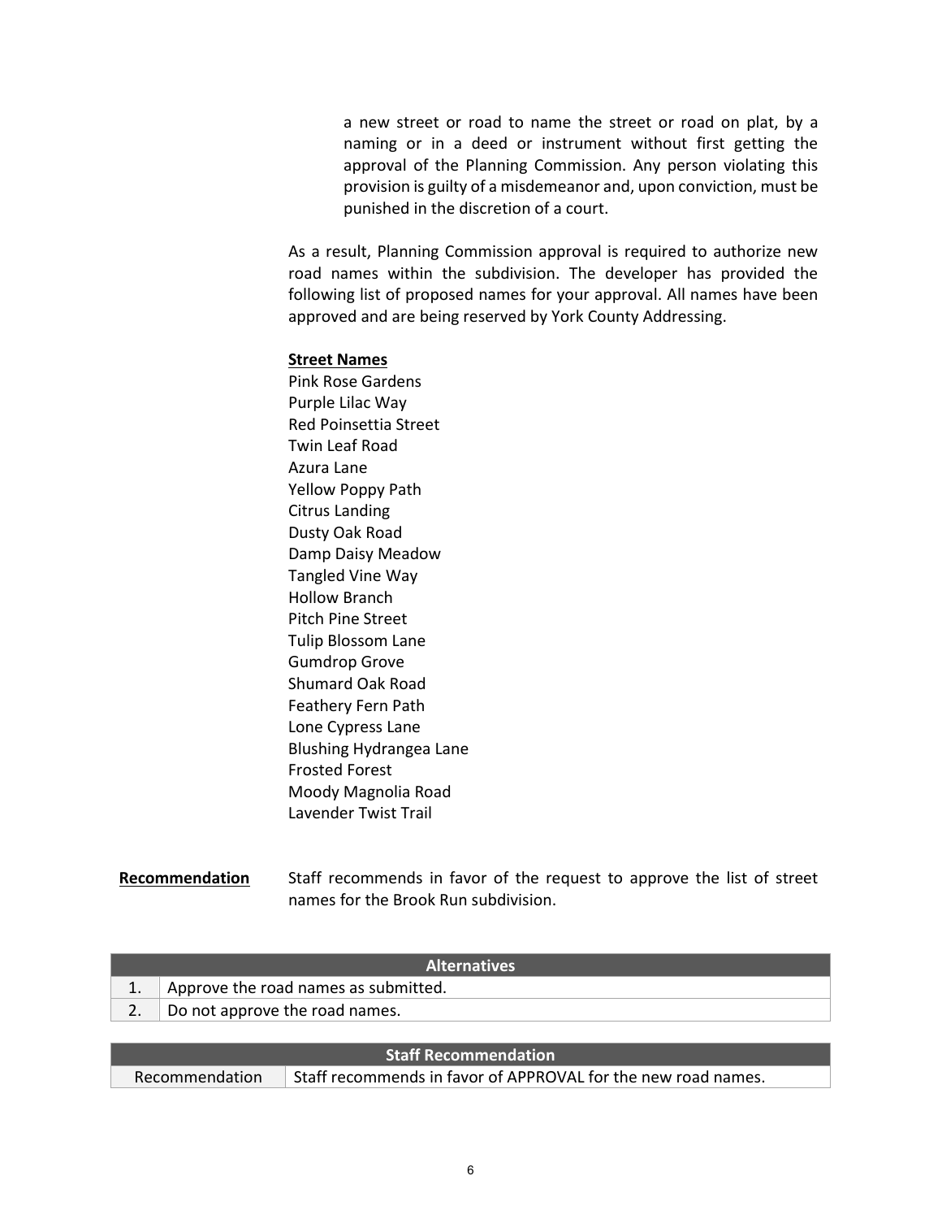> a new street or road to name the street or road on plat, by a naming or in a deed or instrument without first getting the approval of the Planning Commission. Any person violating this provision is guilty of a misdemeanor and, upon conviction, must be punished in the discretion of a court.

As a result, Planning Commission approval is required to authorize new road names within the subdivision. The developer has provided the following list of proposed names for your approval. All names have been approved and are being reserved by York County Addressing.

**Street Names**

Pink Rose Gardens
Purple Lilac Way
Red Poinsettia Street
Twin Leaf Road
Azura Lane
Yellow Poppy Path
Citrus Landing
Dusty Oak Road
Damp Daisy Meadow
Tangled Vine Way
Hollow Branch
Pitch Pine Street
Tulip Blossom Lane
Gumdrop Grove
Shumard Oak Road
Feathery Fern Path
Lone Cypress Lane
Blushing Hydrangea Lane
Frosted Forest
Moody Magnolia Road
Lavender Twist Trail

**Recommendation** Staff recommends in favor of the request to approve the list of street names for the Brook Run subdivision.

| Alternatives | |
|---|---|
| 1. | Approve the road names as submitted. |
| 2. | Do not approve the road names. |

| Staff Recommendation | |
|---|---|
| Recommendation | Staff recommends in favor of APPROVAL for the new road names. |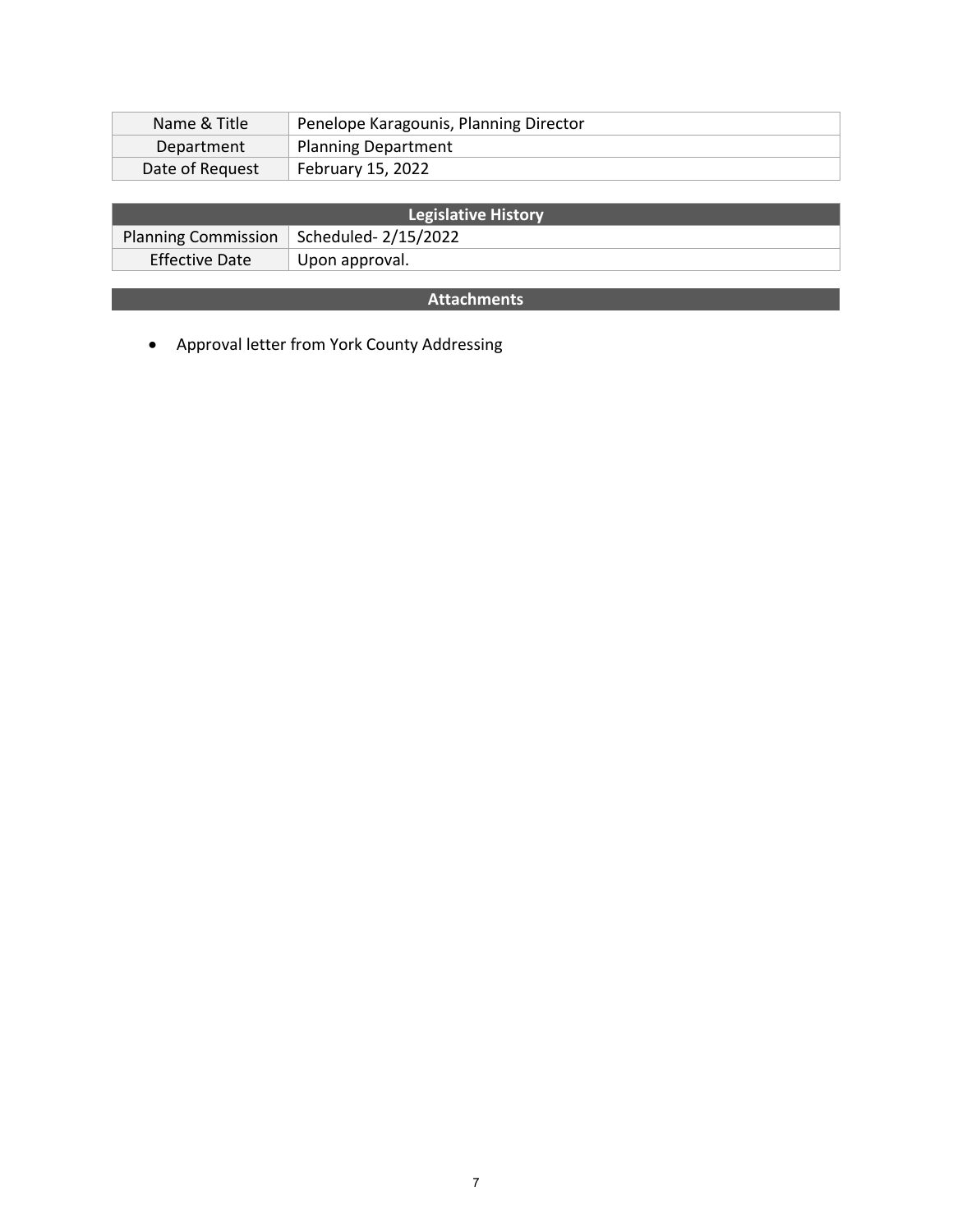| Name & Title | Penelope Karagounis, Planning Director |
| --- | --- |
| Department | Planning Department |
| Date of Request | February 15, 2022 |

| Legislative History | |
| --- | --- |
| Planning Commission | Scheduled- 2/15/2022 |
| Effective Date | Upon approval. |

## Attachments

- Approval letter from York County Addressing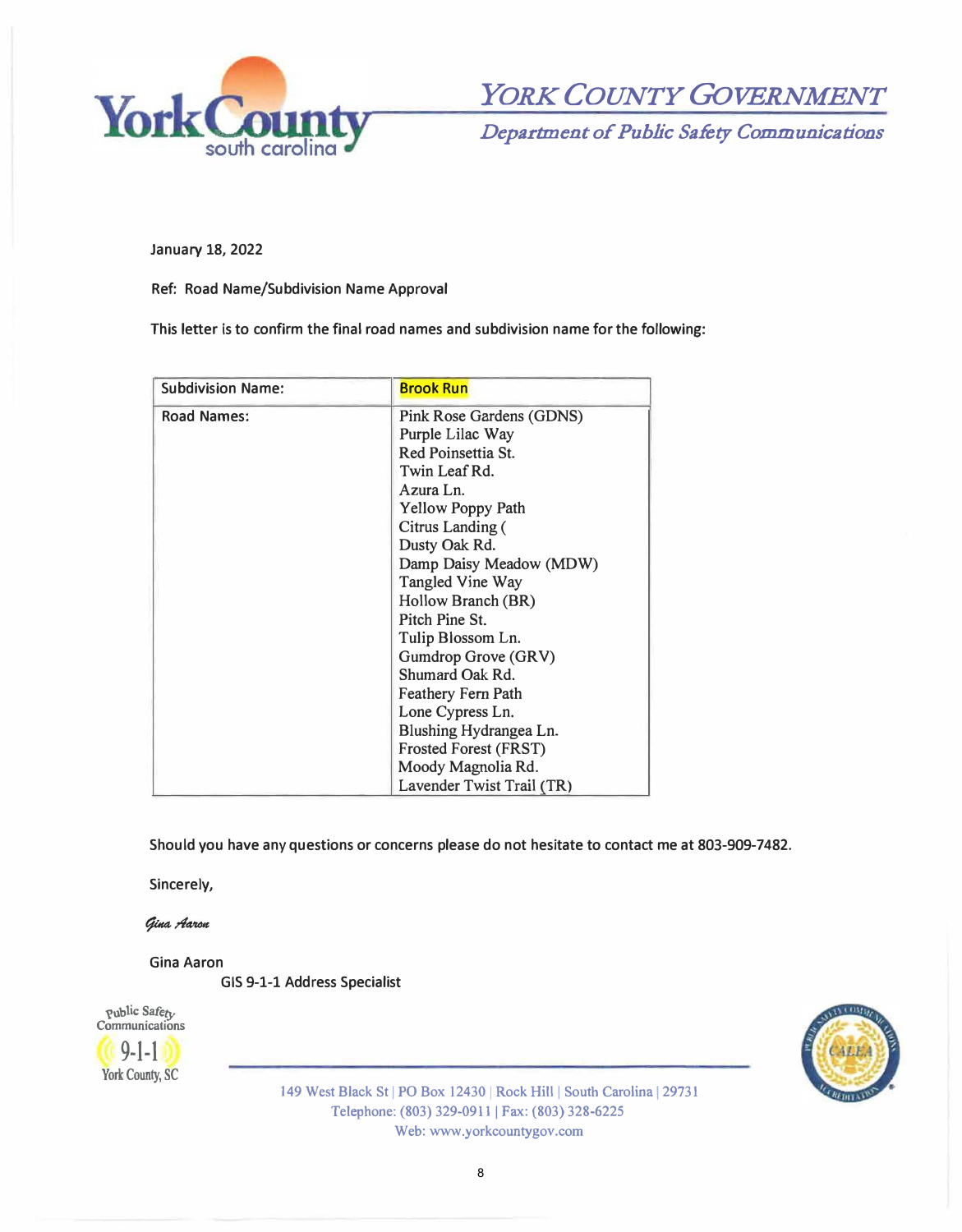# YORK COUNTY GOVERNMENT

## Department of Public Safety Communications

January 18, 2022

Ref: Road Name/Subdivision Name Approval

This letter is to confirm the final road names and subdivision name for the following:

| | |
|---|---|
| Subdivision Name: | Brook Run |
| Road Names: | Pink Rose Gardens (GDNS)<br>Purple Lilac Way<br>Red Poinsettia St.<br>Twin Leaf Rd.<br>Azura Ln.<br>Yellow Poppy Path<br>Citrus Landing (<br>Dusty Oak Rd.<br>Damp Daisy Meadow (MDW)<br>Tangled Vine Way<br>Hollow Branch (BR)<br>Pitch Pine St.<br>Tulip Blossom Ln.<br>Gumdrop Grove (GRV)<br>Shumard Oak Rd.<br>Feathery Fern Path<br>Lone Cypress Ln.<br>Blushing Hydrangea Ln.<br>Frosted Forest (FRST)<br>Moody Magnolia Rd.<br>Lavender Twist Trail (TR) |

Should you have any questions or concerns please do not hesitate to contact me at 803-909-7482.

Sincerely,

*Gina Aaron*

Gina Aaron
GIS 9-1-1 Address Specialist

149 West Black St | PO Box 12430 | Rock Hill | South Carolina | 29731
Telephone: (803) 329-0911 | Fax: (803) 328-6225
Web: www.yorkcountygov.com